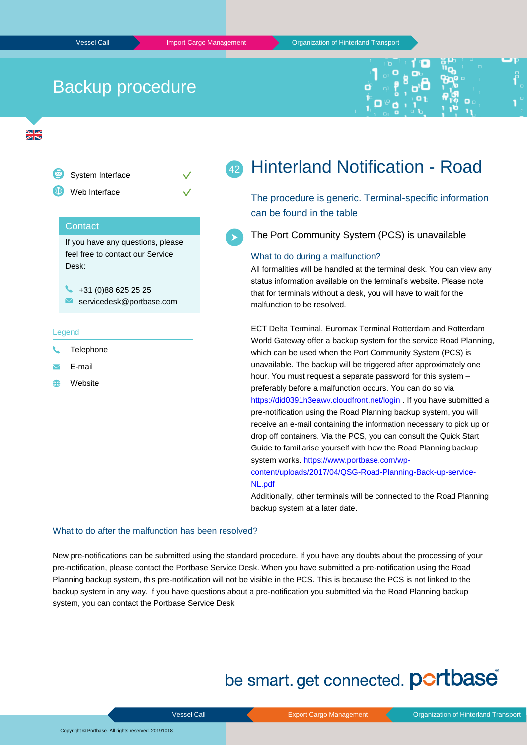# Backup procedure

- System Interface ✓
- Web Interface ✓

**Contact**

If you have any questions, please feel free to contact our Service Desk:

- +31 (0)88 625 25 25
- servicedesk@portbase.com

**Legend**

- Telephone
- E-mail
- Website

## 42 Hinterland Notification - Road

The procedure is generic. Terminal-specific information can be found in the table

### The Port Community System (PCS) is unavailable

#### What to do during a malfunction?

All formalities will be handled at the terminal desk. You can view any status information available on the terminal's website. Please note that for terminals without a desk, you will have to wait for the malfunction to be resolved.

ECT Delta Terminal, Euromax Terminal Rotterdam and Rotterdam World Gateway offer a backup system for the service Road Planning, which can be used when the Port Community System (PCS) is unavailable. The backup will be triggered after approximately one hour. You must request a separate password for this system – preferably before a malfunction occurs. You can do so via https://did0391h3eawv.cloudfront.net/login . If you have submitted a pre-notification using the Road Planning backup system, you will receive an e-mail containing the information necessary to pick up or drop off containers. Via the PCS, you can consult the Quick Start Guide to familiarise yourself with how the Road Planning backup system works. https://www.portbase.com/wp-content/uploads/2017/04/QSG-Road-Planning-Back-up-service-NL.pdf
Additionally, other terminals will be connected to the Road Planning backup system at a later date.

#### What to do after the malfunction has been resolved?

New pre-notifications can be submitted using the standard procedure. If you have any doubts about the processing of your pre-notification, please contact the Portbase Service Desk. When you have submitted a pre-notification using the Road Planning backup system, this pre-notification will not be visible in the PCS. This is because the PCS is not linked to the backup system in any way. If you have questions about a pre-notification you submitted via the Road Planning backup system, you can contact the Portbase Service Desk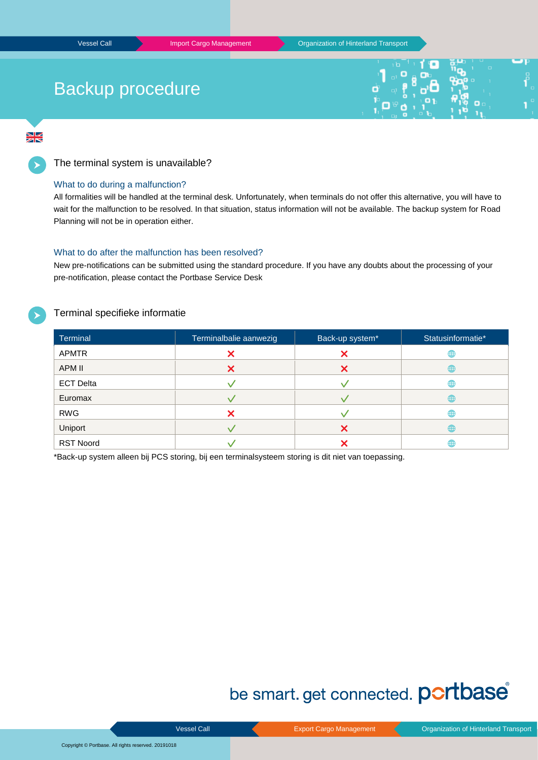# Backup procedure

## The terminal system is unavailable?

### What to do during a malfunction?

All formalities will be handled at the terminal desk. Unfortunately, when terminals do not offer this alternative, you will have to wait for the malfunction to be resolved. In that situation, status information will not be available. The backup system for Road Planning will not be in operation either.

### What to do after the malfunction has been resolved?

New pre-notifications can be submitted using the standard procedure. If you have any doubts about the processing of your pre-notification, please contact the Portbase Service Desk

## Terminal specifieke informatie

| Terminal | Terminalbalie aanwezig | Back-up system* | Statusinformatie* |
|---|---|---|---|
| APMTR | ✗ | ✗ | 🌐 |
| APM II | ✗ | ✗ | 🌐 |
| ECT Delta | ✓ | ✓ | 🌐 |
| Euromax | ✓ | ✓ | 🌐 |
| RWG | ✗ | ✓ | 🌐 |
| Uniport | ✓ | ✗ | 🌐 |
| RST Noord | ✓ | ✗ | 🌐 |

*Back-up system alleen bij PCS storing, bij een terminalsysteem storing is dit niet van toepassing.

be smart. get connected. portbase

Copyright © Portbase. All rights reserved. 20191018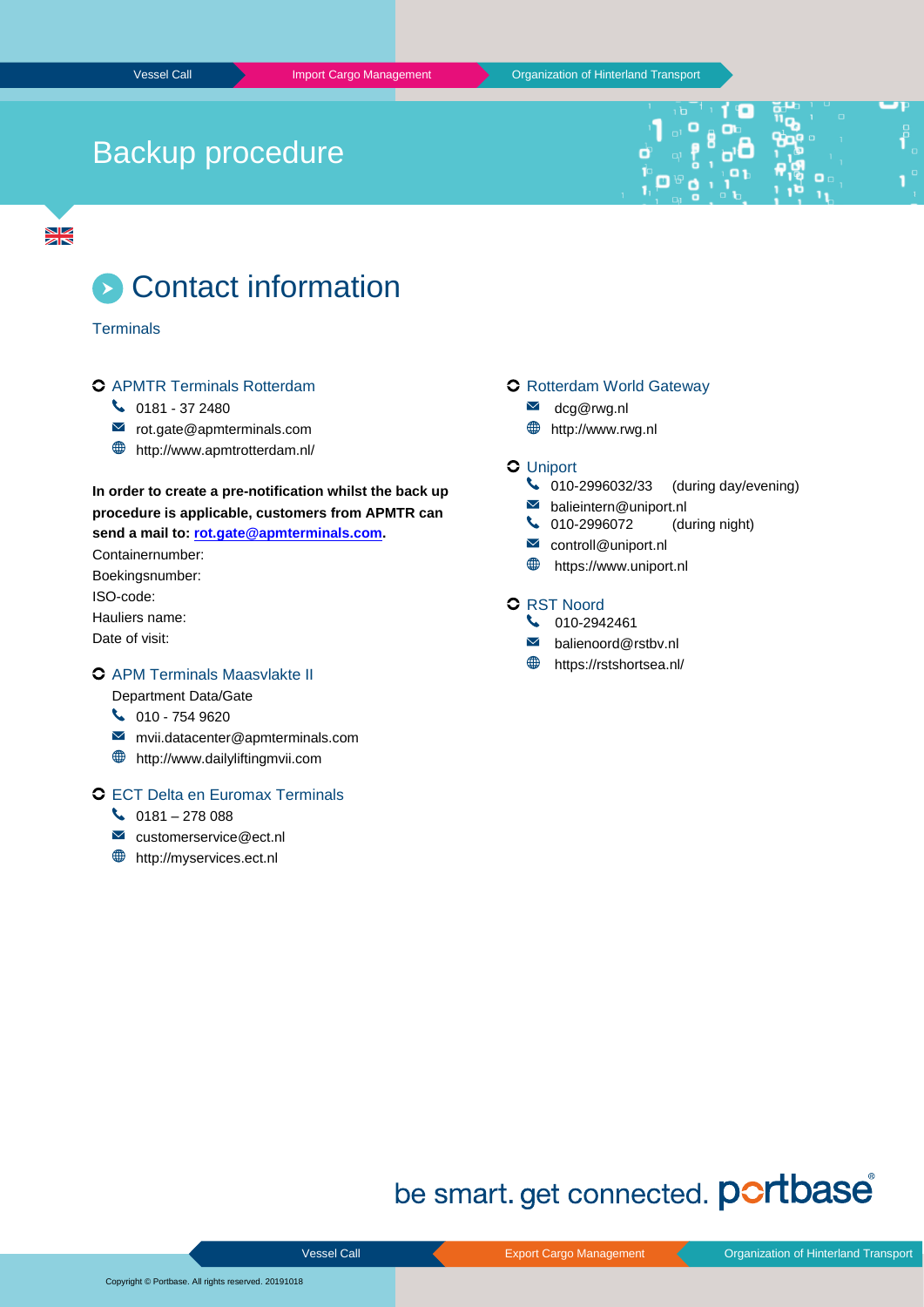# Backup procedure

## Contact information

### Terminals

#### APMTR Terminals Rotterdam

- 0181 - 37 2480
- rot.gate@apmterminals.com
- http://www.apmtrotterdam.nl/

**In order to create a pre-notification whilst the back up procedure is applicable, customers from APMTR can send a mail to: rot.gate@apmterminals.com.**

Containernumber:
Boekingsnumber:
ISO-code:
Hauliers name:
Date of visit:

#### APM Terminals Maasvlakte II

Department Data/Gate

- 010 - 754 9620
- mvii.datacenter@apmterminals.com
- http://www.dailyliftingmvii.com

#### ECT Delta en Euromax Terminals

- 0181 – 278 088
- customerservice@ect.nl
- http://myservices.ect.nl

#### Rotterdam World Gateway

- dcg@rwg.nl
- http://www.rwg.nl

#### Uniport

- 010-2996032/33 (during day/evening)
- balieintern@uniport.nl
- 010-2996072 (during night)
- controll@uniport.nl
- https://www.uniport.nl

#### RST Noord

- 010-2942461
- balienoord@rstbv.nl
- https://rstshortsea.nl/

be smart. get connected. portbase